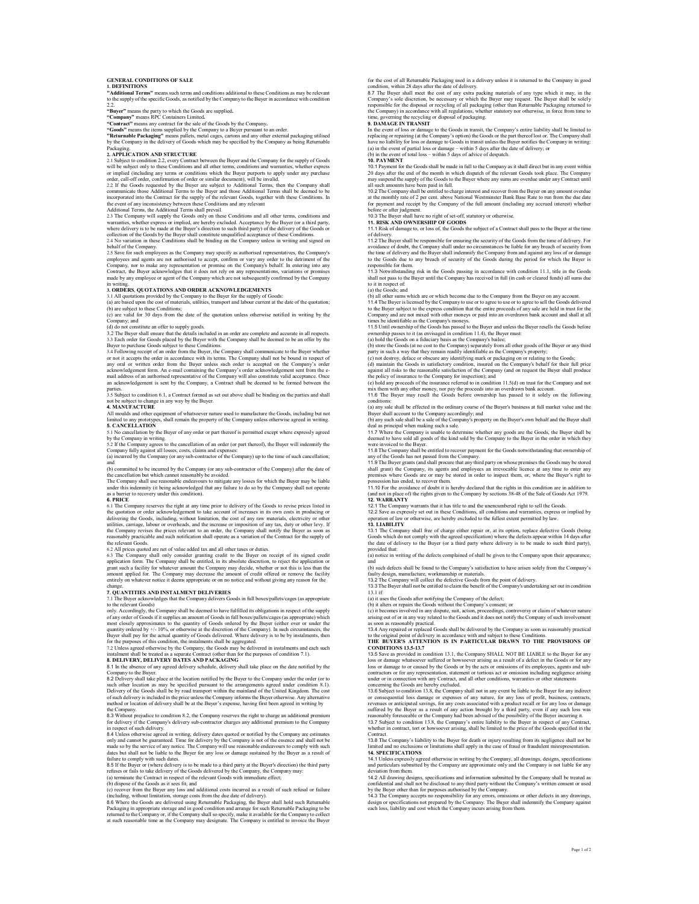# GENERAL CONDITIONS OF SALE

## 1. DEFINITIONS

**"Additional Terms"** means such terms and conditions additional to these Conditions as may be relevant to the supply of the specific Goods, as notified by the Company to the Buyer in accordance with condition 2.2.

**"Buyer"** means the party to which the Goods are supplied**.**

**"Company"** means RPC Containers Limited**.**

**"Contract"** means any contract for the sale of the Goods by the Company**.**

**"Goods"** means the items supplied by the Company to a Buyer pursuant to an order.

**"Returnable Packaging"** means pallets, metal cages, cartons and any other external packaging utilised by the Company in the delivery of Goods which may be specified by the Company as being Returnable Packaging.

## 2. APPLICATION AND STRUCTURE

2.1 Subject to condition 2.2, every Contract between the Buyer and the Company for the supply of Goods will be subject only to these Conditions and all other terms, conditions and warranties, whether express or implied (including any terms or conditions which the Buyer purports to apply under any purchase order, call-off order, confirmation of order or similar document), will be invalid.

2.2 If the Goods requested by the Buyer are subject to Additional Terms, then the Company shall communicate those Additional Terms to the Buyer and those Additional Terms shall be deemed to be incorporated into the Contract for the supply of the relevant Goods, together with these Conditions. In the event of any inconsistency between these Conditions and any relevant Additional Terms, the Additional Terms shall prevail.

2.3 The Company will supply the Goods only on these Conditions and all other terms, conditions and warranties, whether express or implied, are hereby excluded. Acceptance by the Buyer (or a third party, where delivery is to be made at the Buyer's direction to such third party) of the delivery of the Goods or collection of the Goods by the Buyer shall constitute unqualified acceptance of these Conditions.

2.4 No variation in these Conditions shall be binding on the Company unless in writing and signed on behalf of the Company.

2.5 Save for such employees as the Company may specify as authorised representatives, the Company's employees and agents are not authorised to accept, confirm or vary any order to the detriment of the Company, nor to make any representation or promise on the Company's behalf. In entering into any Contract, the Buyer acknowledges that it does not rely on any representations, variations or promises made by any employee or agent of the Company which are not subsequently confirmed by the Company in writing.

## 3. ORDERS, QUOTATIONS AND ORDER ACKNOWLEDGEMENTS

3.1 All quotations provided by the Company to the Buyer for the supply of Goods:

(a) are based upon the cost of materials, utilities, transport and labour current at the date of the quotation;

(b) are subject to these Conditions;

(c) are valid for 30 days from the date of the quotation unless otherwise notified in writing by the Company; and

(d) do not constitute an offer to supply goods.

3.2 The Buyer shall ensure that the details included in an order are complete and accurate in all respects.

3.3 Each order for Goods placed by the Buyer with the Company shall be deemed to be an offer by the Buyer to purchase Goods subject to these Conditions.

3.4 Following receipt of an order from the Buyer, the Company shall communicate to the Buyer whether or not it accepts the order in accordance with its terms. The Company shall not be bound in respect of any oral or written order from the Buyer unless such order is accepted on the Company's order acknowledgement form. An e-mail containing the Company's order acknowledgement sent from the e-mail address of an authorised representative of the Company will also constitute valid acceptance. Once an acknowledgement is sent by the Company, a Contract shall be deemed to be formed between the parties.

3.5 Subject to condition 6.1, a Contract formed as set out above shall be binding on the parties and shall not be subject to change in any way by the Buyer.

## 4. MANUFACTURE

All moulds and other equipment of whatsoever nature used to manufacture the Goods, including but not limited to any prototypes, shall remain the property of the Company unless otherwise agreed in writing.

## 5. CANCELLATION

5.1 No cancellation by the Buyer of any order or part thereof is permitted except where expressly agreed by the Company in writing.

5.2 If the Company agrees to the cancellation of an order (or part thereof), the Buyer will indemnify the Company fully against all losses, costs, claims and expenses:

(a) incurred by the Company (or any sub-contractor of the Company) up to the time of such cancellation; and

(b) committed to be incurred by the Company (or any sub-contractor of the Company) after the date of the cancellation but which cannot reasonably be avoided.

The Company shall use reasonable endeavours to mitigate any losses for which the Buyer may be liable under this indemnity (it being acknowledged that any failure to do so by the Company shall not operate as a barrier to recovery under this condition).

## 6. PRICE

6.1 The Company reserves the right at any time prior to delivery of the Goods to revise prices listed in the quotation or order acknowledgement to take account of increases in its own costs in producing or delivering the Goods, including, without limitation, the cost of any raw materials, electricity or other utilities, carriage, labour or overheads, and the increase or imposition of any tax, duty or other levy. If the Company revises the prices relevant to an order, the Company shall notify the Buyer as soon as reasonably practicable and such notification shall operate as a variation of the Contract for the supply of the relevant Goods.

6.2 All prices quoted are net of value added tax and all other taxes or duties.

6.3 The Company shall only consider granting credit to the Buyer on receipt of its signed credit application form. The Company shall be entitled, in its absolute discretion, to reject the application or grant such a facility for whatever amount the Company may decide, whether or not this is less than the amount applied for. The Company may decrease the amount of credit offered or remove the facility entirely on whatever notice it deems appropriate or on no notice and without giving any reason for the change.

## 7. QUANTITIES AND INSTALMENT DELIVERIES

7.1 The Buyer acknowledges that the Company delivers Goods in full boxes/pallets/cages (as appropriate to the relevant Goods) only. Accordingly, the Company shall be deemed to have fulfilled its obligations in respect of the supply of any order of Goods if it supplies an amount of Goods in full boxes/pallets/cages (as appropriate) which most closely approximates to the quantity of Goods ordered by the Buyer (either over or under the quantity ordered by +/- 10%, or otherwise at the discretion of the Company). In such circumstances, the Buyer shall pay for the actual quantity of Goods delivered. Where delivery is to be by instalments, then for the purposes of this condition, the instalments shall be aggregated.

7.2 Unless agreed otherwise by the Company, the Goods may be delivered in instalments and each such instalment shall be treated as a separate Contract (other than for the purposes of condition 7.1).

## 8. DELIVERY, DELIVERY DATES AND PACKAGING

8.1 In the absence of any agreed delivery schedule, delivery shall take place on the date notified by the Company to the Buyer.

8.2 Delivery shall take place at the location notified by the Buyer to the Company under the order (or to such other location as may be specified pursuant to the arrangements agreed under condition 8.1). Delivery of the Goods shall be by road transport within the mainland of the United Kingdom. The cost of such delivery is included in the price unless the Company informs the Buyer otherwise. Any alternative method or location of delivery shall be at the Buyer's expense, having first been agreed in writing by the Company.

8.3 Without prejudice to condition 8.2, the Company reserves the right to charge an additional premium for delivery if the Company's delivery sub-contractor charges any additional premium to the Company in respect of such delivery.

8.4 Unless otherwise agreed in writing, delivery dates quoted or notified by the Company are estimates only and cannot be guaranteed. Time for delivery by the Company is not of the essence and shall not be made so by the service of any notice. The Company will use reasonable endeavours to comply with such dates but shall not be liable to the Buyer for any loss or damage sustained by the Buyer as a result of failure to comply with such dates.

8.5 If the Buyer or (where delivery is to be made to a third party at the Buyer's direction) the third party refuses or fails to take delivery of the Goods delivered by the Company, the Company may:

(a) terminate the Contract in respect of the relevant Goods with immediate effect;

(b) dispose of the Goods as it sees fit; and

(c) recover from the Buyer any loss and additional costs incurred as a result of such refusal or failure (including, without limitation, storage costs from the due date of delivery).

8.6 Where the Goods are delivered using Returnable Packaging, the Buyer shall hold such Returnable Packaging in appropriate storage and in good condition and arrange for such Returnable Packaging to be returned to the Company or, if the Company shall so specify, make it available for the Company to collect at such reasonable time as the Company may designate. The Company is entitled to invoice the Buyer for the cost of all Returnable Packaging used in a delivery unless it is returned to the Company in good condition, within 28 days after the date of delivery.

8.7 The Buyer shall meet the cost of any extra packing materials of any type which it may, in the Company's sole discretion, be necessary or which the Buyer may request. The Buyer shall be solely responsible for the disposal or recycling of all packaging (other than Returnable Packaging returned to the Company) in accordance with all regulations, whether statutory nor otherwise, in force from time to time, governing the recycling or disposal of packaging.

## 9. DAMAGE IN TRANSIT

In the event of loss or damage to the Goods in transit, the Company's entire liability shall be limited to replacing or repairing (at the Company's option) the Goods or the part thereof lost or. The Company shall have no liability for loss or damage to Goods in transit unless the Buyer notifies the Company in writing:

(a) in the event of partial loss or damage – within 5 days after the date of delivery; or

(b) in the event of total loss – within 5 days of advice of despatch.

## 10. PAYMENT

10.1 Payment for the Goods shall be made in full to the Company as it shall direct but in any event within 20 days after the end of the month in which dispatch of the relevant Goods took place. The Company may suspend the supply of the Goods to the Buyer where any sums are overdue under any Contract until all such amounts have been paid in full.

10.2 The Company shall be entitled to charge interest and recover from the Buyer on any amount overdue at the monthly rate of 2 per cent. above National Westminster Bank Base Rate to run from the due date for payment and receipt by the Company of the full amount (including any accrued interest) whether before or after judgment.

10.3 The Buyer shall have no right of set-off, statutory or otherwise.

## 11. RISK AND OWNERSHIP OF GOODS

11.1 Risk of damage to, or loss of, the Goods the subject of a Contract shall pass to the Buyer at the time of delivery.

11.2 The Buyer shall be responsible for ensuring the security of the Goods from the time of delivery. For avoidance of doubt, the Company shall under no circumstances be liable for any breach of security from the time of delivery and the Buyer shall indemnify the Company from and against any loss of or damage to the Goods due to any breach of security of the Goods during the period for which the Buyer is responsible for them.

11.3 Notwithstanding risk in the Goods passing in accordance with condition 11.1, title in the Goods shall not pass to the Buyer until the Company has received in full (in cash or cleared funds) all sums due to it in respect of:

(a) the Goods; and

(b) all other sums which are or which become due to the Company from the Buyer on any account.

11.4 The Buyer is licensed by the Company to use or to agree to use or to agree to sell the Goods delivered to the Buyer subject to the express condition that the entire proceeds of any sale are held in trust for the Company and are not mixed with other moneys or paid into an overdrawn bank account and shall at all times be identifiable as the Company's moneys.

11.5 Until ownership of the Goods has passed to the Buyer and unless the Buyer resells the Goods before ownership passes to it (as envisaged in condition 11.4), the Buyer must:

(a) hold the Goods on a fiduciary basis as the Company's bailee;

(b) store the Goods (at no cost to the Company) separately from all other goods of the Buyer or any third party in such a way that they remain readily identifiable as the Company's property;

(c) not destroy, deface or obscure any identifying mark or packaging on or relating to the Goods;

(d) maintain the Goods in satisfactory condition, insured on the Company's behalf for their full price against all risks to the reasonable satisfaction of the Company (and on request the Buyer shall produce the policy of insurance to the Company for inspection); and

(e) hold any proceeds of the insurance referred to in condition 11.5(d) on trust for the Company and not mix them with any other money, nor pay the proceeds into an overdrawn bank account.

11.6 The Buyer may resell the Goods before ownership has passed to it solely on the following conditions:

(a) any sale shall be effected in the ordinary course of the Buyer's business at full market value and the Buyer shall account to the Company accordingly; and

(b) any such sale shall be a sale of the Company's property on the Buyer's own behalf and the Buyer shall deal as principal when making such a sale.

11.7 Where the Company is unable to determine whether any goods are the Goods, the Buyer shall be deemed to have sold all goods of the kind sold by the Company to the Buyer in the order in which they were invoiced to the Buyer.

11.8 The Company shall be entitled to recover payment for the Goods notwithstanding that ownership of any of the Goods has not passed from the Company.

11.9 The Buyer grants (and shall procure that any third party on whose premises the Goods may be stored shall grant) the Company, its agents and employees an irrevocable licence at any time to enter any premises where Goods are or may be stored in order to inspect them, or, where the Buyer's right to possession has ended, to recover them.

11.10 For the avoidance of doubt it is hereby declared that the rights in this condition are in addition to (and not in place of) the rights given to the Company by sections 38-48 of the Sale of Goods Act 1979.

## 12. WARRANTY

12.1 The Company warrants that it has title to and the unencumbered right to sell the Goods.

12.2 Save as expressly set out in these Conditions, all conditions and warranties, express or implied by operation of law or otherwise, are hereby excluded to the fullest extent permitted by law.

## 13. LIABILITY

13.1 The Company shall free of charge either repair or, at its option, replace defective Goods (being Goods which do not comply with the agreed specification) where the defects appear within 14 days after the date of delivery to the Buyer (or a third party where delivery is to be made to such third party), provided that:

(a) notice in writing of the defects complained of shall be given to the Company upon their appearance; and

(b) such defects shall be found to the Company's satisfaction to have arisen solely from the Company's faulty design, manufacture, workmanship or materials.

13.2 The Company will collect the defective Goods from the point of delivery.

13.3 The Buyer shall not be entitled to claim the benefit of the Company's undertaking set out in condition 13.1 if:

(a) it uses the Goods after notifying the Company of the defect;

(b) it alters or repairs the Goods without the Company's consent; or

(c) it becomes involved in any dispute, suit, action, proceedings, controversy or claim of whatever nature arising out of or in any way related to the Goods and it does not notify the Company of such involvement as soon as reasonably practical.

13.4 Any repaired or replaced Goods shall be delivered by the Company as soon as reasonably practical to the original point of delivery in accordance with and subject to these Conditions.

**THE BUYER'S ATTENTION IS IN PARTICULAR DRAWN TO THE PROVISIONS OF CONDITIONS 13.5-13.7**

13.5 Save as provided in condition 13.1, the Company SHALL NOT BE LIABLE to the Buyer for any loss or damage whatsoever suffered or howsoever arising as a result of a defect in the Goods or for any loss or damage to or caused by the Goods or by the acts or omissions of its employees, agents and sub-contractors or for any representation, statement or tortious act or omission including negligence arising under or in connection with any Contract, and all other conditions, warranties or other statements concerning the Goods are hereby excluded.

13.6 Subject to condition 13.8, the Company shall not in any event be liable to the Buyer for any indirect or consequential loss damage or expenses of any nature, for any loss of profit, business, contracts, revenues or anticipated savings, for any costs associated with a product recall or for any loss or damage suffered by the Buyer as a result of any action brought by a third party, even if any such loss was reasonably foreseeable or the Company had been advised of the possibility of the Buyer incurring it.

13.7 Subject to condition 13.8, the Company's entire liability to the Buyer in respect of any Contract, whether in contract, tort or howsoever arising, shall be limited to the price of the Goods specified in the Contract.

13.8 The Company's liability to the Buyer for death or injury resulting from its negligence shall not be limited and no exclusions or limitations shall apply in the case of fraud or fraudulent misrepresentation.

## 14. SPECIFICATIONS

14.1 Unless expressly agreed otherwise in writing by the Company, all drawings, designs, specifications and particulars submitted by the Company are approximate only and the Company is not liable for any deviation from them.

14.2 All drawing designs, specifications and information submitted by the Company shall be treated as confidential and shall not be disclosed to any third party without the Company's written consent or used by the Buyer other than for purposes authorised by the Company.

14.3 The Company accepts no responsibility for any errors, omissions or other defects in any drawings, design or specifications not prepared by the Company. The Buyer shall indemnify the Company against each loss, liability and cost which the Company incurs arising from them.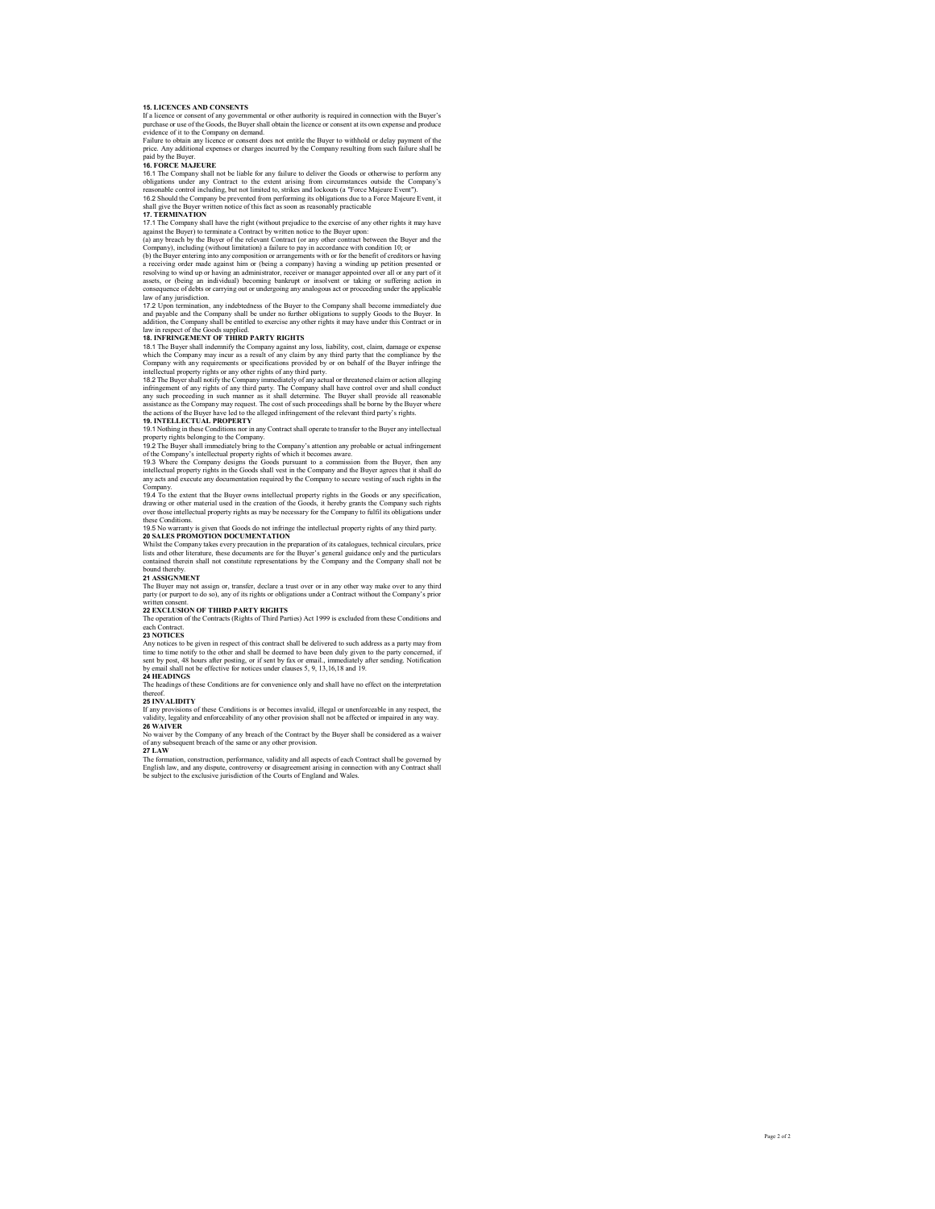**15. LICENCES AND CONSENTS**

If a licence or consent of any governmental or other authority is required in connection with the Buyer's purchase or use of the Goods, the Buyer shall obtain the licence or consent at its own expense and produce evidence of it to the Company on demand.

Failure to obtain any licence or consent does not entitle the Buyer to withhold or delay payment of the price. Any additional expenses or charges incurred by the Company resulting from such failure shall be paid by the Buyer.

**16. FORCE MAJEURE**

16.1 The Company shall not be liable for any failure to deliver the Goods or otherwise to perform any obligations under any Contract to the extent arising from circumstances outside the Company's reasonable control including, but not limited to, strikes and lockouts (a "Force Majeure Event").

16.2 Should the Company be prevented from performing its obligations due to a Force Majeure Event, it shall give the Buyer written notice of this fact as soon as reasonably practicable

**17. TERMINATION**

17.1 The Company shall have the right (without prejudice to the exercise of any other rights it may have against the Buyer) to terminate a Contract by written notice to the Buyer upon:

(a) any breach by the Buyer of the relevant Contract (or any other contract between the Buyer and the Company), including (without limitation) a failure to pay in accordance with condition 10; or

(b) the Buyer entering into any composition or arrangements with or for the benefit of creditors or having a receiving order made against him or (being a company) having a winding up petition presented or resolving to wind up or having an administrator, receiver or manager appointed over all or any part of it assets, or (being an individual) becoming bankrupt or insolvent or taking or suffering action in consequence of debts or carrying out or undergoing any analogous act or proceeding under the applicable law of any jurisdiction.

17.2 Upon termination, any indebtedness of the Buyer to the Company shall become immediately due and payable and the Company shall be under no further obligations to supply Goods to the Buyer. In addition, the Company shall be entitled to exercise any other rights it may have under this Contract or in law in respect of the Goods supplied.

**18. INFRINGEMENT OF THIRD PARTY RIGHTS**

18.1 The Buyer shall indemnify the Company against any loss, liability, cost, claim, damage or expense which the Company may incur as a result of any claim by any third party that the compliance by the Company with any requirements or specifications provided by or on behalf of the Buyer infringe the intellectual property rights or any other rights of any third party.

18.2 The Buyer shall notify the Company immediately of any actual or threatened claim or action alleging infringement of any rights of any third party. The Company shall have control over and shall conduct any such proceeding in such manner as it shall determine. The Buyer shall provide all reasonable assistance as the Company may request. The cost of such proceedings shall be borne by the Buyer where the actions of the Buyer have led to the alleged infringement of the relevant third party's rights.

**19. INTELLECTUAL PROPERTY**

19.1 Nothing in these Conditions nor in any Contract shall operate to transfer to the Buyer any intellectual property rights belonging to the Company.

19.2 The Buyer shall immediately bring to the Company's attention any probable or actual infringement of the Company's intellectual property rights of which it becomes aware.

19.3 Where the Company designs the Goods pursuant to a commission from the Buyer, then any intellectual property rights in the Goods shall vest in the Company and the Buyer agrees that it shall do any acts and execute any documentation required by the Company to secure vesting of such rights in the Company.

19.4 To the extent that the Buyer owns intellectual property rights in the Goods or any specification, drawing or other material used in the creation of the Goods, it hereby grants the Company such rights over those intellectual property rights as may be necessary for the Company to fulfil its obligations under these Conditions.

19.5 No warranty is given that Goods do not infringe the intellectual property rights of any third party.

**20 SALES PROMOTION DOCUMENTATION**

Whilst the Company takes every precaution in the preparation of its catalogues, technical circulars, price lists and other literature, these documents are for the Buyer's general guidance only and the particulars contained therein shall not constitute representations by the Company and the Company shall not be bound thereby.

**21 ASSIGNMENT**

The Buyer may not assign or, transfer, declare a trust over or in any other way make over to any third party (or purport to do so), any of its rights or obligations under a Contract without the Company's prior written consent.

**22 EXCLUSION OF THIRD PARTY RIGHTS**

The operation of the Contracts (Rights of Third Parties) Act 1999 is excluded from these Conditions and each Contract.

**23 NOTICES**

Any notices to be given in respect of this contract shall be delivered to such address as a party may from time to time notify to the other and shall be deemed to have been duly given to the party concerned, if sent by post, 48 hours after posting, or if sent by fax or email., immediately after sending. Notification by email shall not be effective for notices under clauses 5, 9, 13,16,18 and 19.

**24 HEADINGS**

The headings of these Conditions are for convenience only and shall have no effect on the interpretation thereof.

**25 INVALIDITY**

If any provisions of these Conditions is or becomes invalid, illegal or unenforceable in any respect, the validity, legality and enforceability of any other provision shall not be affected or impaired in any way.

**26 WAIVER**

No waiver by the Company of any breach of the Contract by the Buyer shall be considered as a waiver of any subsequent breach of the same or any other provision.

**27 LAW**

The formation, construction, performance, validity and all aspects of each Contract shall be governed by English law, and any dispute, controversy or disagreement arising in connection with any Contract shall be subject to the exclusive jurisdiction of the Courts of England and Wales.